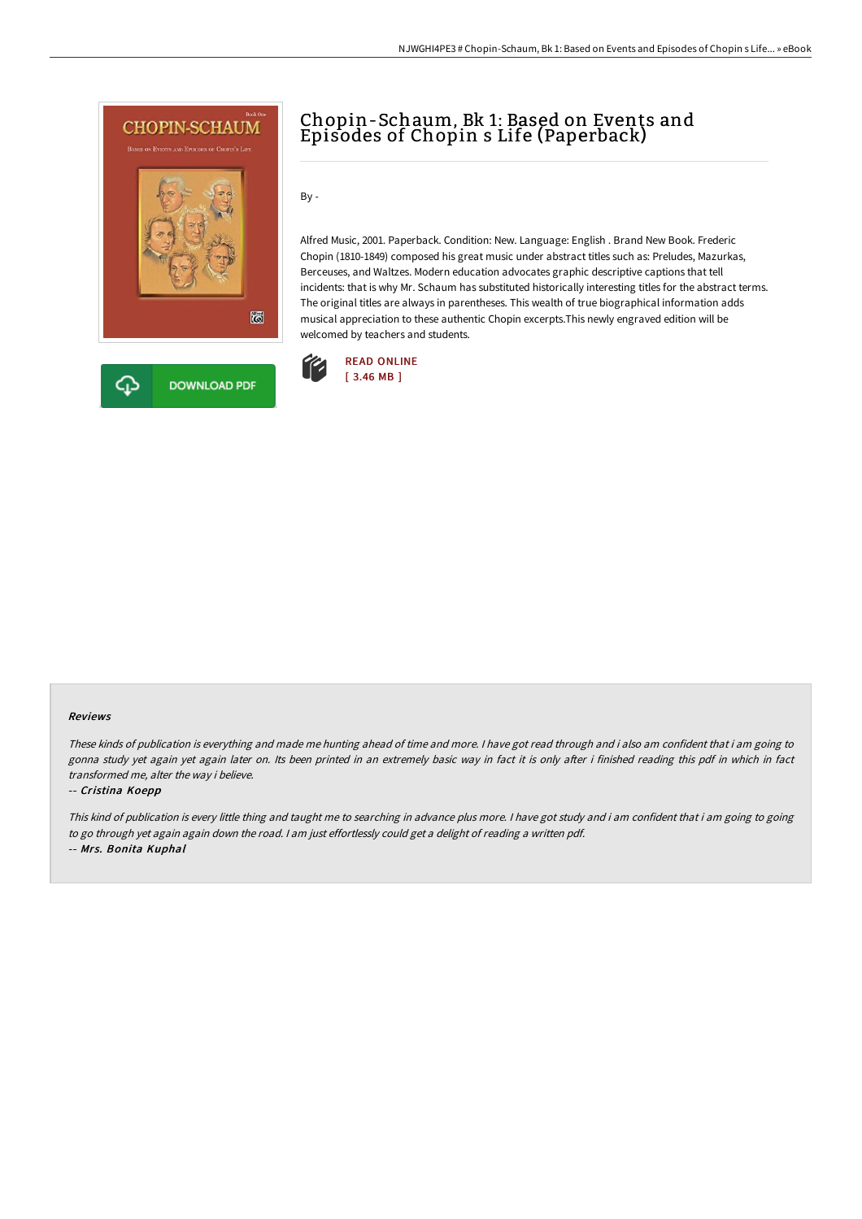# Chopin-Schaum, Bk 1: Based on Events and Episodes of Chopin s Life (Paperback)

By -

Alfred Music, 2001. Paperback. Condition: New. Language: English . Brand New Book. Frederic Chopin (1810-1849) composed his great music under abstract titles such as: Preludes, Mazurkas, Berceuses, and Waltzes. Modern education advocates graphic descriptive captions that tell incidents: that is why Mr. Schaum has substituted historically interesting titles for the abstract terms. The original titles are always in parentheses. This wealth of true biographical information adds musical appreciation to these authentic Chopin excerpts.This newly engraved edition will be welcomed by teachers and students.

DOWNLOAD PDF

READ ONLINE
[ 3.46 MB ]

### Reviews

*These kinds of publication is everything and made me hunting ahead of time and more. I have got read through and i also am confident that i am going to gonna study yet again yet again later on. Its been printed in an extremely basic way in fact it is only after i finished reading this pdf in which in fact transformed me, alter the way i believe.*

-- ***Cristina Koepp***

*This kind of publication is every little thing and taught me to searching in advance plus more. I have got study and i am confident that i am going to going to go through yet again again down the road. I am just effortlessly could get a delight of reading a written pdf.*

-- ***Mrs. Bonita Kuphal***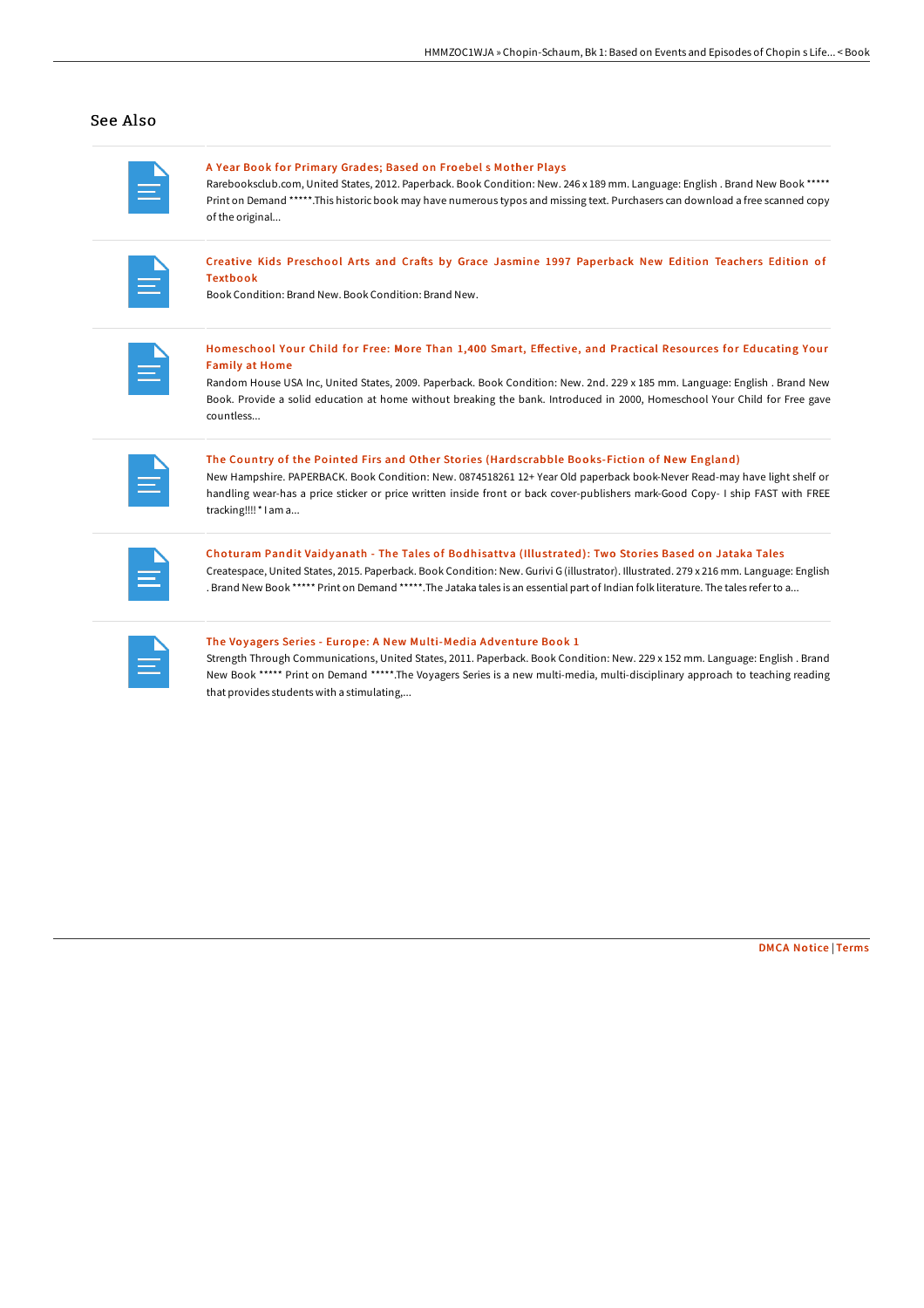## See Also

### A Year Book for Primary Grades; Based on Froebel s Mother Plays

Rarebooksclub.com, United States, 2012. Paperback. Book Condition: New. 246 x 189 mm. Language: English . Brand New Book ***** Print on Demand *****.This historic book may have numerous typos and missing text. Purchasers can download a free scanned copy of the original...

### Creative Kids Preschool Arts and Crafts by Grace Jasmine 1997 Paperback New Edition Teachers Edition of Textbook

Book Condition: Brand New. Book Condition: Brand New.

### Homeschool Your Child for Free: More Than 1,400 Smart, Effective, and Practical Resources for Educating Your Family at Home

Random House USA Inc, United States, 2009. Paperback. Book Condition: New. 2nd. 229 x 185 mm. Language: English . Brand New Book. Provide a solid education at home without breaking the bank. Introduced in 2000, Homeschool Your Child for Free gave countless...

### The Country of the Pointed Firs and Other Stories (Hardscrabble Books-Fiction of New England)

New Hampshire. PAPERBACK. Book Condition: New. 0874518261 12+ Year Old paperback book-Never Read-may have light shelf or handling wear-has a price sticker or price written inside front or back cover-publishers mark-Good Copy- I ship FAST with FREE tracking!!!! * I am a...

### Choturam Pandit Vaidyanath - The Tales of Bodhisattva (Illustrated): Two Stories Based on Jataka Tales

Createspace, United States, 2015. Paperback. Book Condition: New. Gurivi G (illustrator). Illustrated. 279 x 216 mm. Language: English . Brand New Book ***** Print on Demand *****.The Jataka tales is an essential part of Indian folk literature. The tales refer to a...

### The Voyagers Series - Europe: A New Multi-Media Adventure Book 1

Strength Through Communications, United States, 2011. Paperback. Book Condition: New. 229 x 152 mm. Language: English . Brand New Book ***** Print on Demand *****.The Voyagers Series is a new multi-media, multi-disciplinary approach to teaching reading that provides students with a stimulating,...

DMCA Notice | Terms